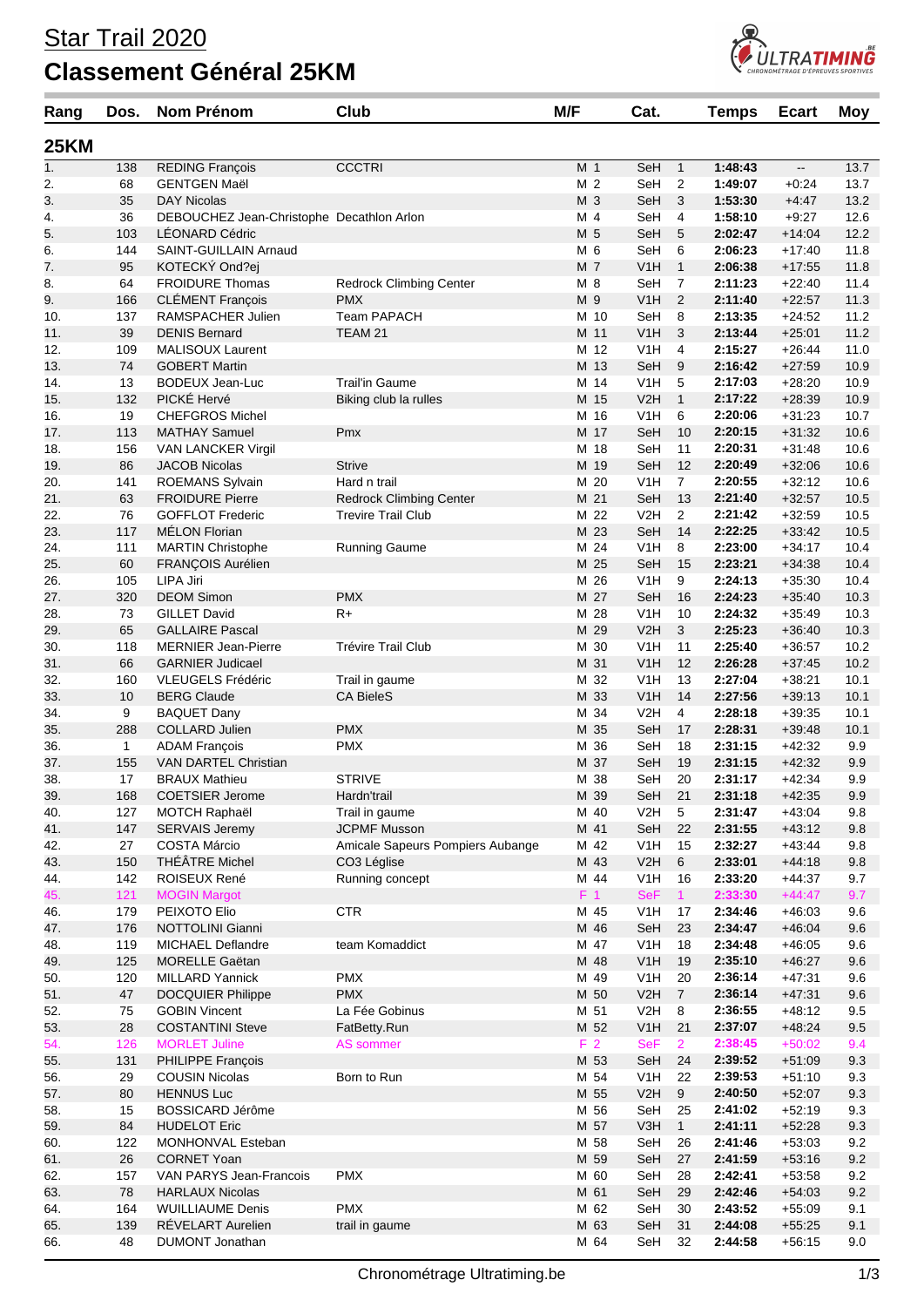# Star Trail 2020

# Classement Général 25KM

| Rang | Dos. | Nom Prénom | Club | M/F | | Cat. | | Temps | Ecart | Moy |
|---|---|---|---|---|---|---|---|---|---|---|
| **25KM** | | | | | | | | | | |
| 1. | 138 | REDING François | CCCTRI | M | 1 | SeH | 1 | **1:48:43** | -- | 13.7 |
| 2. | 68 | GENTGEN Maël | | M | 2 | SeH | 2 | **1:49:07** | +0:24 | 13.7 |
| 3. | 35 | DAY Nicolas | | M | 3 | SeH | 3 | **1:53:30** | +4:47 | 13.2 |
| 4. | 36 | DEBOUCHEZ Jean-Christophe | Decathlon Arlon | M | 4 | SeH | 4 | **1:58:10** | +9:27 | 12.6 |
| 5. | 103 | LÉONARD Cédric | | M | 5 | SeH | 5 | **2:02:47** | +14:04 | 12.2 |
| 6. | 144 | SAINT-GUILLAIN Arnaud | | M | 6 | SeH | 6 | **2:06:23** | +17:40 | 11.8 |
| 7. | 95 | KOTECKÝ Ond?ej | | M | 7 | V1H | 1 | **2:06:38** | +17:55 | 11.8 |
| 8. | 64 | FROIDURE Thomas | Redrock Climbing Center | M | 8 | SeH | 7 | **2:11:23** | +22:40 | 11.4 |
| 9. | 166 | CLÉMENT François | PMX | M | 9 | V1H | 2 | **2:11:40** | +22:57 | 11.3 |
| 10. | 137 | RAMSPACHER Julien | Team PAPACH | M | 10 | SeH | 8 | **2:13:35** | +24:52 | 11.2 |
| 11. | 39 | DENIS Bernard | TEAM 21 | M | 11 | V1H | 3 | **2:13:44** | +25:01 | 11.2 |
| 12. | 109 | MALISOUX Laurent | | M | 12 | V1H | 4 | **2:15:27** | +26:44 | 11.0 |
| 13. | 74 | GOBERT Martin | | M | 13 | SeH | 9 | **2:16:42** | +27:59 | 10.9 |
| 14. | 13 | BODEUX Jean-Luc | Trail'in Gaume | M | 14 | V1H | 5 | **2:17:03** | +28:20 | 10.9 |
| 15. | 132 | PICKÉ Hervé | Biking club la rulles | M | 15 | V2H | 1 | **2:17:22** | +28:39 | 10.9 |
| 16. | 19 | CHEFGROS Michel | | M | 16 | V1H | 6 | **2:20:06** | +31:23 | 10.7 |
| 17. | 113 | MATHAY Samuel | Pmx | M | 17 | SeH | 10 | **2:20:15** | +31:32 | 10.6 |
| 18. | 156 | VAN LANCKER Virgil | | M | 18 | SeH | 11 | **2:20:31** | +31:48 | 10.6 |
| 19. | 86 | JACOB Nicolas | Strive | M | 19 | SeH | 12 | **2:20:49** | +32:06 | 10.6 |
| 20. | 141 | ROEMANS Sylvain | Hard n trail | M | 20 | V1H | 7 | **2:20:55** | +32:12 | 10.6 |
| 21. | 63 | FROIDURE Pierre | Redrock Climbing Center | M | 21 | SeH | 13 | **2:21:40** | +32:57 | 10.5 |
| 22. | 76 | GOFFLOT Frederic | Trevire Trail Club | M | 22 | V2H | 2 | **2:21:42** | +32:59 | 10.5 |
| 23. | 117 | MÉLON Florian | | M | 23 | SeH | 14 | **2:22:25** | +33:42 | 10.5 |
| 24. | 111 | MARTIN Christophe | Running Gaume | M | 24 | V1H | 8 | **2:23:00** | +34:17 | 10.4 |
| 25. | 60 | FRANÇOIS Aurélien | | M | 25 | SeH | 15 | **2:23:21** | +34:38 | 10.4 |
| 26. | 105 | LIPA Jiri | | M | 26 | V1H | 9 | **2:24:13** | +35:30 | 10.4 |
| 27. | 320 | DEOM Simon | PMX | M | 27 | SeH | 16 | **2:24:23** | +35:40 | 10.3 |
| 28. | 73 | GILLET David | R+ | M | 28 | V1H | 10 | **2:24:32** | +35:49 | 10.3 |
| 29. | 65 | GALLAIRE Pascal | | M | 29 | V2H | 3 | **2:25:23** | +36:40 | 10.3 |
| 30. | 118 | MERNIER Jean-Pierre | Trévire Trail Club | M | 30 | V1H | 11 | **2:25:40** | +36:57 | 10.2 |
| 31. | 66 | GARNIER Judicael | | M | 31 | V1H | 12 | **2:26:28** | +37:45 | 10.2 |
| 32. | 160 | VLEUGELS Frédéric | Trail in gaume | M | 32 | V1H | 13 | **2:27:04** | +38:21 | 10.1 |
| 33. | 10 | BERG Claude | CA BieleS | M | 33 | V1H | 14 | **2:27:56** | +39:13 | 10.1 |
| 34. | 9 | BAQUET Dany | | M | 34 | V2H | 4 | **2:28:18** | +39:35 | 10.1 |
| 35. | 288 | COLLARD Julien | PMX | M | 35 | SeH | 17 | **2:28:31** | +39:48 | 10.1 |
| 36. | 1 | ADAM François | PMX | M | 36 | SeH | 18 | **2:31:15** | +42:32 | 9.9 |
| 37. | 155 | VAN DARTEL Christian | | M | 37 | SeH | 19 | **2:31:15** | +42:32 | 9.9 |
| 38. | 17 | BRAUX Mathieu | STRIVE | M | 38 | SeH | 20 | **2:31:17** | +42:34 | 9.9 |
| 39. | 168 | COETSIER Jerome | Hardn'trail | M | 39 | SeH | 21 | **2:31:18** | +42:35 | 9.9 |
| 40. | 127 | MOTCH Raphaël | Trail in gaume | M | 40 | V2H | 5 | **2:31:47** | +43:04 | 9.8 |
| 41. | 147 | SERVAIS Jeremy | JCPMF Musson | M | 41 | SeH | 22 | **2:31:55** | +43:12 | 9.8 |
| 42. | 27 | COSTA Márcio | Amicale Sapeurs Pompiers Aubange | M | 42 | V1H | 15 | **2:32:27** | +43:44 | 9.8 |
| 43. | 150 | THÉÂTRE Michel | CO3 Léglise | M | 43 | V2H | 6 | **2:33:01** | +44:18 | 9.8 |
| 44. | 142 | ROISEUX René | Running concept | M | 44 | V1H | 16 | **2:33:20** | +44:37 | 9.7 |
| 45. | 121 | MOGIN Margot | | F | 1 | SeF | 1 | **2:33:30** | +44:47 | 9.7 |
| 46. | 179 | PEIXOTO Elio | CTR | M | 45 | V1H | 17 | **2:34:46** | +46:03 | 9.6 |
| 47. | 176 | NOTTOLINI Gianni | | M | 46 | SeH | 23 | **2:34:47** | +46:04 | 9.6 |
| 48. | 119 | MICHAEL Deflandre | team Komaddict | M | 47 | V1H | 18 | **2:34:48** | +46:05 | 9.6 |
| 49. | 125 | MORELLE Gaëtan | | M | 48 | V1H | 19 | **2:35:10** | +46:27 | 9.6 |
| 50. | 120 | MILLARD Yannick | PMX | M | 49 | V1H | 20 | **2:36:14** | +47:31 | 9.6 |
| 51. | 47 | DOCQUIER Philippe | PMX | M | 50 | V2H | 7 | **2:36:14** | +47:31 | 9.6 |
| 52. | 75 | GOBIN Vincent | La Fée Gobinus | M | 51 | V2H | 8 | **2:36:55** | +48:12 | 9.5 |
| 53. | 28 | COSTANTINI Steve | FatBetty.Run | M | 52 | V1H | 21 | **2:37:07** | +48:24 | 9.5 |
| 54. | 126 | MORLET Juline | AS sommer | F | 2 | SeF | 2 | **2:38:45** | +50:02 | 9.4 |
| 55. | 131 | PHILIPPE François | | M | 53 | SeH | 24 | **2:39:52** | +51:09 | 9.3 |
| 56. | 29 | COUSIN Nicolas | Born to Run | M | 54 | V1H | 22 | **2:39:53** | +51:10 | 9.3 |
| 57. | 80 | HENNUS Luc | | M | 55 | V2H | 9 | **2:40:50** | +52:07 | 9.3 |
| 58. | 15 | BOSSICARD Jérôme | | M | 56 | SeH | 25 | **2:41:02** | +52:19 | 9.3 |
| 59. | 84 | HUDELOT Eric | | M | 57 | V3H | 1 | **2:41:11** | +52:28 | 9.3 |
| 60. | 122 | MONHONVAL Esteban | | M | 58 | SeH | 26 | **2:41:46** | +53:03 | 9.2 |
| 61. | 26 | CORNET Yoan | | M | 59 | SeH | 27 | **2:41:59** | +53:16 | 9.2 |
| 62. | 157 | VAN PARYS Jean-Francois | PMX | M | 60 | SeH | 28 | **2:42:41** | +53:58 | 9.2 |
| 63. | 78 | HARLAUX Nicolas | | M | 61 | SeH | 29 | **2:42:46** | +54:03 | 9.2 |
| 64. | 164 | WUILLIAUME Denis | PMX | M | 62 | SeH | 30 | **2:43:52** | +55:09 | 9.1 |
| 65. | 139 | RÉVELART Aurelien | trail in gaume | M | 63 | SeH | 31 | **2:44:08** | +55:25 | 9.1 |
| 66. | 48 | DUMONT Jonathan | | M | 64 | SeH | 32 | **2:44:58** | +56:15 | 9.0 |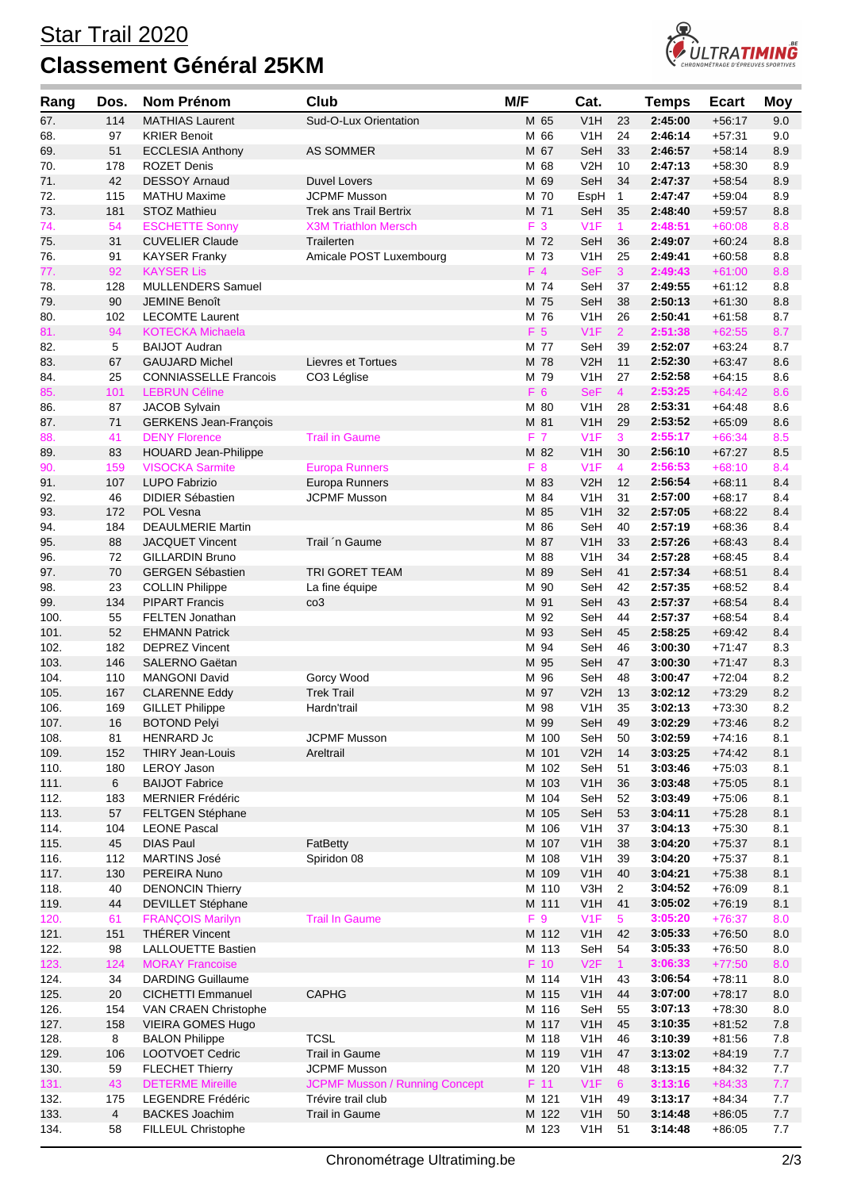# Star Trail 2020

# Classement Général 25KM

| Rang | Dos. | Nom Prénom | Club | M/F | | Cat. | | Temps | Ecart | Moy |
|---|---|---|---|---|---|---|---|---|---|---|
| 67. | 114 | MATHIAS Laurent | Sud-O-Lux Orientation | M | 65 | V1H | 23 | **2:45:00** | +56:17 | 9.0 |
| 68. | 97 | KRIER Benoit | | M | 66 | V1H | 24 | **2:46:14** | +57:31 | 9.0 |
| 69. | 51 | ECCLESIA Anthony | AS SOMMER | M | 67 | SeH | 33 | **2:46:57** | +58:14 | 8.9 |
| 70. | 178 | ROZET Denis | | M | 68 | V2H | 10 | **2:47:13** | +58:30 | 8.9 |
| 71. | 42 | DESSOY Arnaud | Duvel Lovers | M | 69 | SeH | 34 | **2:47:37** | +58:54 | 8.9 |
| 72. | 115 | MATHU Maxime | JCPMF Musson | M | 70 | EspH | 1 | **2:47:47** | +59:04 | 8.9 |
| 73. | 181 | STOZ Mathieu | Trek ans Trail Bertrix | M | 71 | SeH | 35 | **2:48:40** | +59:57 | 8.8 |
| 74. | 54 | ESCHETTE Sonny | X3M Triathlon Mersch | F | 3 | V1F | 1 | **2:48:51** | +60:08 | 8.8 |
| 75. | 31 | CUVELIER Claude | Trailerten | M | 72 | SeH | 36 | **2:49:07** | +60:24 | 8.8 |
| 76. | 91 | KAYSER Franky | Amicale POST Luxembourg | M | 73 | V1H | 25 | **2:49:41** | +60:58 | 8.8 |
| 77. | 92 | KAYSER Lis | | F | 4 | SeF | 3 | **2:49:43** | +61:00 | 8.8 |
| 78. | 128 | MULLENDERS Samuel | | M | 74 | SeH | 37 | **2:49:55** | +61:12 | 8.8 |
| 79. | 90 | JEMINE Benoît | | M | 75 | SeH | 38 | **2:50:13** | +61:30 | 8.8 |
| 80. | 102 | LECOMTE Laurent | | M | 76 | V1H | 26 | **2:50:41** | +61:58 | 8.7 |
| 81. | 94 | KOTECKA Michaela | | F | 5 | V1F | 2 | **2:51:38** | +62:55 | 8.7 |
| 82. | 5 | BAIJOT Audran | | M | 77 | SeH | 39 | **2:52:07** | +63:24 | 8.7 |
| 83. | 67 | GAUJARD Michel | Lievres et Tortues | M | 78 | V2H | 11 | **2:52:30** | +63:47 | 8.6 |
| 84. | 25 | CONNIASSELLE Francois | CO3 Léglise | M | 79 | V1H | 27 | **2:52:58** | +64:15 | 8.6 |
| 85. | 101 | LEBRUN Céline | | F | 6 | SeF | 4 | **2:53:25** | +64:42 | 8.6 |
| 86. | 87 | JACOB Sylvain | | M | 80 | V1H | 28 | **2:53:31** | +64:48 | 8.6 |
| 87. | 71 | GERKENS Jean-François | | M | 81 | V1H | 29 | **2:53:52** | +65:09 | 8.6 |
| 88. | 41 | DENY Florence | Trail in Gaume | F | 7 | V1F | 3 | **2:55:17** | +66:34 | 8.5 |
| 89. | 83 | HOUARD Jean-Philippe | | M | 82 | V1H | 30 | **2:56:10** | +67:27 | 8.5 |
| 90. | 159 | VISOCKA Sarmite | Europa Runners | F | 8 | V1F | 4 | **2:56:53** | +68:10 | 8.4 |
| 91. | 107 | LUPO Fabrizio | Europa Runners | M | 83 | V2H | 12 | **2:56:54** | +68:11 | 8.4 |
| 92. | 46 | DIDIER Sébastien | JCPMF Musson | M | 84 | V1H | 31 | **2:57:00** | +68:17 | 8.4 |
| 93. | 172 | POL Vesna | | M | 85 | V1H | 32 | **2:57:05** | +68:22 | 8.4 |
| 94. | 184 | DEAULMERIE Martin | | M | 86 | SeH | 40 | **2:57:19** | +68:36 | 8.4 |
| 95. | 88 | JACQUET Vincent | Trail ´n Gaume | M | 87 | V1H | 33 | **2:57:26** | +68:43 | 8.4 |
| 96. | 72 | GILLARDIN Bruno | | M | 88 | V1H | 34 | **2:57:28** | +68:45 | 8.4 |
| 97. | 70 | GERGEN Sébastien | TRI GORET TEAM | M | 89 | SeH | 41 | **2:57:34** | +68:51 | 8.4 |
| 98. | 23 | COLLIN Philippe | La fine équipe | M | 90 | SeH | 42 | **2:57:35** | +68:52 | 8.4 |
| 99. | 134 | PIPART Francis | co3 | M | 91 | SeH | 43 | **2:57:37** | +68:54 | 8.4 |
| 100. | 55 | FELTEN Jonathan | | M | 92 | SeH | 44 | **2:57:37** | +68:54 | 8.4 |
| 101. | 52 | EHMANN Patrick | | M | 93 | SeH | 45 | **2:58:25** | +69:42 | 8.4 |
| 102. | 182 | DEPREZ Vincent | | M | 94 | SeH | 46 | **3:00:30** | +71:47 | 8.3 |
| 103. | 146 | SALERNO Gaëtan | | M | 95 | SeH | 47 | **3:00:30** | +71:47 | 8.3 |
| 104. | 110 | MANGONI David | Gorcy Wood | M | 96 | SeH | 48 | **3:00:47** | +72:04 | 8.2 |
| 105. | 167 | CLARENNE Eddy | Trek Trail | M | 97 | V2H | 13 | **3:02:12** | +73:29 | 8.2 |
| 106. | 169 | GILLET Philippe | Hardn'trail | M | 98 | V1H | 35 | **3:02:13** | +73:30 | 8.2 |
| 107. | 16 | BOTOND Pelyi | | M | 99 | SeH | 49 | **3:02:29** | +73:46 | 8.2 |
| 108. | 81 | HENRARD Jc | JCPMF Musson | M | 100 | SeH | 50 | **3:02:59** | +74:16 | 8.1 |
| 109. | 152 | THIRY Jean-Louis | Areltrail | M | 101 | V2H | 14 | **3:03:25** | +74:42 | 8.1 |
| 110. | 180 | LEROY Jason | | M | 102 | SeH | 51 | **3:03:46** | +75:03 | 8.1 |
| 111. | 6 | BAIJOT Fabrice | | M | 103 | V1H | 36 | **3:03:48** | +75:05 | 8.1 |
| 112. | 183 | MERNIER Frédéric | | M | 104 | SeH | 52 | **3:03:49** | +75:06 | 8.1 |
| 113. | 57 | FELTGEN Stéphane | | M | 105 | SeH | 53 | **3:04:11** | +75:28 | 8.1 |
| 114. | 104 | LEONE Pascal | | M | 106 | V1H | 37 | **3:04:13** | +75:30 | 8.1 |
| 115. | 45 | DIAS Paul | FatBetty | M | 107 | V1H | 38 | **3:04:20** | +75:37 | 8.1 |
| 116. | 112 | MARTINS José | Spiridon 08 | M | 108 | V1H | 39 | **3:04:20** | +75:37 | 8.1 |
| 117. | 130 | PEREIRA Nuno | | M | 109 | V1H | 40 | **3:04:21** | +75:38 | 8.1 |
| 118. | 40 | DENONCIN Thierry | | M | 110 | V3H | 2 | **3:04:52** | +76:09 | 8.1 |
| 119. | 44 | DEVILLET Stéphane | | M | 111 | V1H | 41 | **3:05:02** | +76:19 | 8.1 |
| 120. | 61 | FRANÇOIS Marilyn | Trail In Gaume | F | 9 | V1F | 5 | **3:05:20** | +76:37 | 8.0 |
| 121. | 151 | THÉRER Vincent | | M | 112 | V1H | 42 | **3:05:33** | +76:50 | 8.0 |
| 122. | 98 | LALLOUETTE Bastien | | M | 113 | SeH | 54 | **3:05:33** | +76:50 | 8.0 |
| 123. | 124 | MORAY Francoise | | F | 10 | V2F | 1 | **3:06:33** | +77:50 | 8.0 |
| 124. | 34 | DARDING Guillaume | | M | 114 | V1H | 43 | **3:06:54** | +78:11 | 8.0 |
| 125. | 20 | CICHETTI Emmanuel | CAPHG | M | 115 | V1H | 44 | **3:07:00** | +78:17 | 8.0 |
| 126. | 154 | VAN CRAEN Christophe | | M | 116 | SeH | 55 | **3:07:13** | +78:30 | 8.0 |
| 127. | 158 | VIEIRA GOMES Hugo | | M | 117 | V1H | 45 | **3:10:35** | +81:52 | 7.8 |
| 128. | 8 | BALON Philippe | TCSL | M | 118 | V1H | 46 | **3:10:39** | +81:56 | 7.8 |
| 129. | 106 | LOOTVOET Cedric | Trail in Gaume | M | 119 | V1H | 47 | **3:13:02** | +84:19 | 7.7 |
| 130. | 59 | FLECHET Thierry | JCPMF Musson | M | 120 | V1H | 48 | **3:13:15** | +84:32 | 7.7 |
| 131. | 43 | DETERME Mireille | JCPMF Musson / Running Concept | F | 11 | V1F | 6 | **3:13:16** | +84:33 | 7.7 |
| 132. | 175 | LEGENDRE Frédéric | Trévire trail club | M | 121 | V1H | 49 | **3:13:17** | +84:34 | 7.7 |
| 133. | 4 | BACKES Joachim | Trail in Gaume | M | 122 | V1H | 50 | **3:14:48** | +86:05 | 7.7 |
| 134. | 58 | FILLEUL Christophe | | M | 123 | V1H | 51 | **3:14:48** | +86:05 | 7.7 |

Chronométrage Ultratiming.be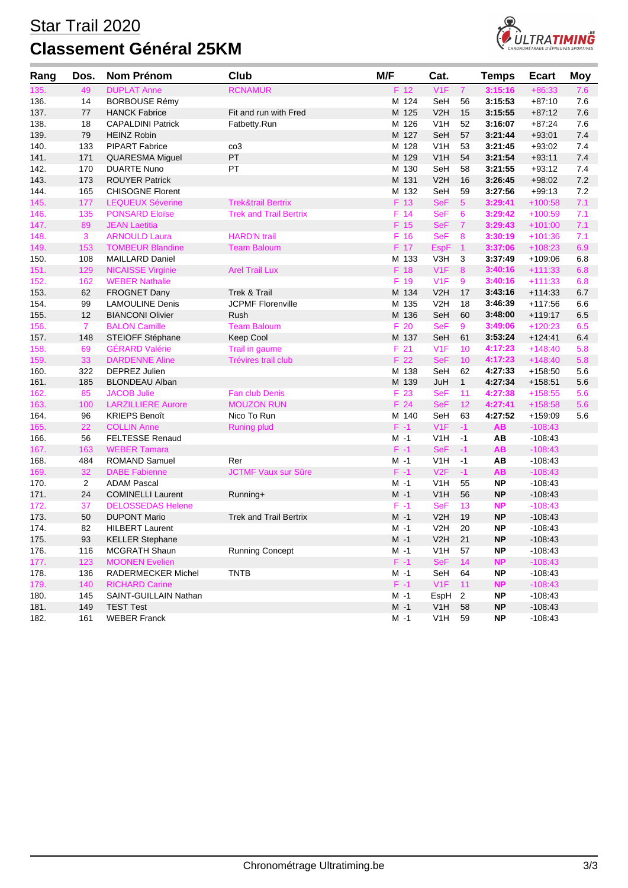# Star Trail 2020

## Classement Général 25KM

| Rang | Dos. | Nom Prénom | Club | M/F | | Cat. | | Temps | Ecart | Moy |
|---|---|---|---|---|---|---|---|---|---|---|
| 135. | 49 | DUPLAT Anne | RCNAMUR | F | 12 | V1F | 7 | **3:15:16** | +86:33 | 7.6 |
| 136. | 14 | BORBOUSE Rémy | | M | 124 | SeH | 56 | **3:15:53** | +87:10 | 7.6 |
| 137. | 77 | HANCK Fabrice | Fit and run with Fred | M | 125 | V2H | 15 | **3:15:55** | +87:12 | 7.6 |
| 138. | 18 | CAPALDINI Patrick | Fatbetty.Run | M | 126 | V1H | 52 | **3:16:07** | +87:24 | 7.6 |
| 139. | 79 | HEINZ Robin | | M | 127 | SeH | 57 | **3:21:44** | +93:01 | 7.4 |
| 140. | 133 | PIPART Fabrice | co3 | M | 128 | V1H | 53 | **3:21:45** | +93:02 | 7.4 |
| 141. | 171 | QUARESMA Miguel | PT | M | 129 | V1H | 54 | **3:21:54** | +93:11 | 7.4 |
| 142. | 170 | DUARTE Nuno | PT | M | 130 | SeH | 58 | **3:21:55** | +93:12 | 7.4 |
| 143. | 173 | ROUYER Patrick | | M | 131 | V2H | 16 | **3:26:45** | +98:02 | 7.2 |
| 144. | 165 | CHISOGNE Florent | | M | 132 | SeH | 59 | **3:27:56** | +99:13 | 7.2 |
| 145. | 177 | LEQUEUX Séverine | Trek&trail Bertrix | F | 13 | SeF | 5 | **3:29:41** | +100:58 | 7.1 |
| 146. | 135 | PONSARD Eloïse | Trek and Trail Bertrix | F | 14 | SeF | 6 | **3:29:42** | +100:59 | 7.1 |
| 147. | 89 | JEAN Laetitia | | F | 15 | SeF | 7 | **3:29:43** | +101:00 | 7.1 |
| 148. | 3 | ARNOULD Laura | HARD'N trail | F | 16 | SeF | 8 | **3:30:19** | +101:36 | 7.1 |
| 149. | 153 | TOMBEUR Blandine | Team Baloum | F | 17 | EspF | 1 | **3:37:06** | +108:23 | 6.9 |
| 150. | 108 | MAILLARD Daniel | | M | 133 | V3H | 3 | **3:37:49** | +109:06 | 6.8 |
| 151. | 129 | NICAISSE Virginie | Arel Trail Lux | F | 18 | V1F | 8 | **3:40:16** | +111:33 | 6.8 |
| 152. | 162 | WEBER Nathalie | | F | 19 | V1F | 9 | **3:40:16** | +111:33 | 6.8 |
| 153. | 62 | FROGNET Dany | Trek & Trail | M | 134 | V2H | 17 | **3:43:16** | +114:33 | 6.7 |
| 154. | 99 | LAMOULINE Denis | JCPMF Florenville | M | 135 | V2H | 18 | **3:46:39** | +117:56 | 6.6 |
| 155. | 12 | BIANCONI Olivier | Rush | M | 136 | SeH | 60 | **3:48:00** | +119:17 | 6.5 |
| 156. | 7 | BALON Camille | Team Baloum | F | 20 | SeF | 9 | **3:49:06** | +120:23 | 6.5 |
| 157. | 148 | STEIOFF Stéphane | Keep Cool | M | 137 | SeH | 61 | **3:53:24** | +124:41 | 6.4 |
| 158. | 69 | GÉRARD Valérie | Trail in gaume | F | 21 | V1F | 10 | **4:17:23** | +148:40 | 5.8 |
| 159. | 33 | DARDENNE Aline | Trévires trail club | F | 22 | SeF | 10 | **4:17:23** | +148:40 | 5.8 |
| 160. | 322 | DEPREZ Julien | | M | 138 | SeH | 62 | **4:27:33** | +158:50 | 5.6 |
| 161. | 185 | BLONDEAU Alban | | M | 139 | JuH | 1 | **4:27:34** | +158:51 | 5.6 |
| 162. | 85 | JACOB Julie | Fan club Denis | F | 23 | SeF | 11 | **4:27:38** | +158:55 | 5.6 |
| 163. | 100 | LARZILLIERE Aurore | MOUZON RUN | F | 24 | SeF | 12 | **4:27:41** | +158:58 | 5.6 |
| 164. | 96 | KRIEPS Benoît | Nico To Run | M | 140 | SeH | 63 | **4:27:52** | +159:09 | 5.6 |
| 165. | 22 | COLLIN Anne | Runing plud | F | -1 | V1F | -1 | **AB** | -108:43 | |
| 166. | 56 | FELTESSE Renaud | | M | -1 | V1H | -1 | **AB** | -108:43 | |
| 167. | 163 | WEBER Tamara | | F | -1 | SeF | -1 | **AB** | -108:43 | |
| 168. | 484 | ROMAND Samuel | Rer | M | -1 | V1H | -1 | **AB** | -108:43 | |
| 169. | 32 | DABE Fabienne | JCTMF Vaux sur Sûre | F | -1 | V2F | -1 | **AB** | -108:43 | |
| 170. | 2 | ADAM Pascal | | M | -1 | V1H | 55 | **NP** | -108:43 | |
| 171. | 24 | COMINELLI Laurent | Running+ | M | -1 | V1H | 56 | **NP** | -108:43 | |
| 172. | 37 | DELOSSEDAS Helene | | F | -1 | SeF | 13 | **NP** | -108:43 | |
| 173. | 50 | DUPONT Mario | Trek and Trail Bertrix | M | -1 | V2H | 19 | **NP** | -108:43 | |
| 174. | 82 | HILBERT Laurent | | M | -1 | V2H | 20 | **NP** | -108:43 | |
| 175. | 93 | KELLER Stephane | | M | -1 | V2H | 21 | **NP** | -108:43 | |
| 176. | 116 | MCGRATH Shaun | Running Concept | M | -1 | V1H | 57 | **NP** | -108:43 | |
| 177. | 123 | MOONEN Evelien | | F | -1 | SeF | 14 | **NP** | -108:43 | |
| 178. | 136 | RADERMECKER Michel | TNTB | M | -1 | SeH | 64 | **NP** | -108:43 | |
| 179. | 140 | RICHARD Carine | | F | -1 | V1F | 11 | **NP** | -108:43 | |
| 180. | 145 | SAINT-GUILLAIN Nathan | | M | -1 | EspH | 2 | **NP** | -108:43 | |
| 181. | 149 | TEST Test | | M | -1 | V1H | 58 | **NP** | -108:43 | |
| 182. | 161 | WEBER Franck | | M | -1 | V1H | 59 | **NP** | -108:43 | |

Chronométrage Ultratiming.be